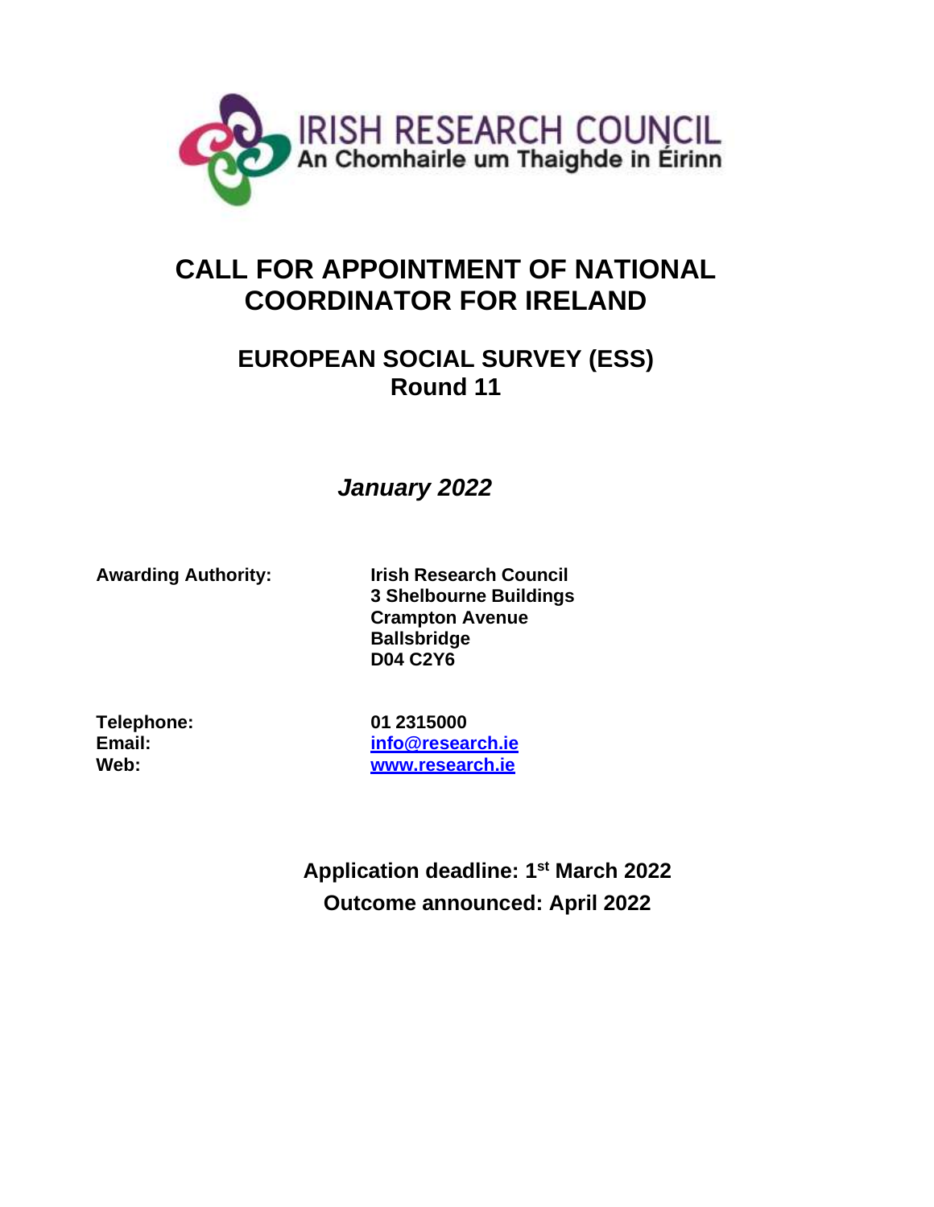IRISH RESEARCH COUNCIL
An Chomhairle um Thaighde in Éirinn

# CALL FOR APPOINTMENT OF NATIONAL COORDINATOR FOR IRELAND

## EUROPEAN SOCIAL SURVEY (ESS) Round 11

***January 2022***

| | |
|---|---|
| **Awarding Authority:** | **Irish Research Council** |
| | **3 Shelbourne Buildings** |
| | **Crampton Avenue** |
| | **Ballsbridge** |
| | **D04 C2Y6** |

| | |
|---|---|
| **Telephone:** | **01 2315000** |
| **Email:** | **info@research.ie** |
| **Web:** | **www.research.ie** |

**Application deadline: 1st March 2022**

**Outcome announced: April 2022**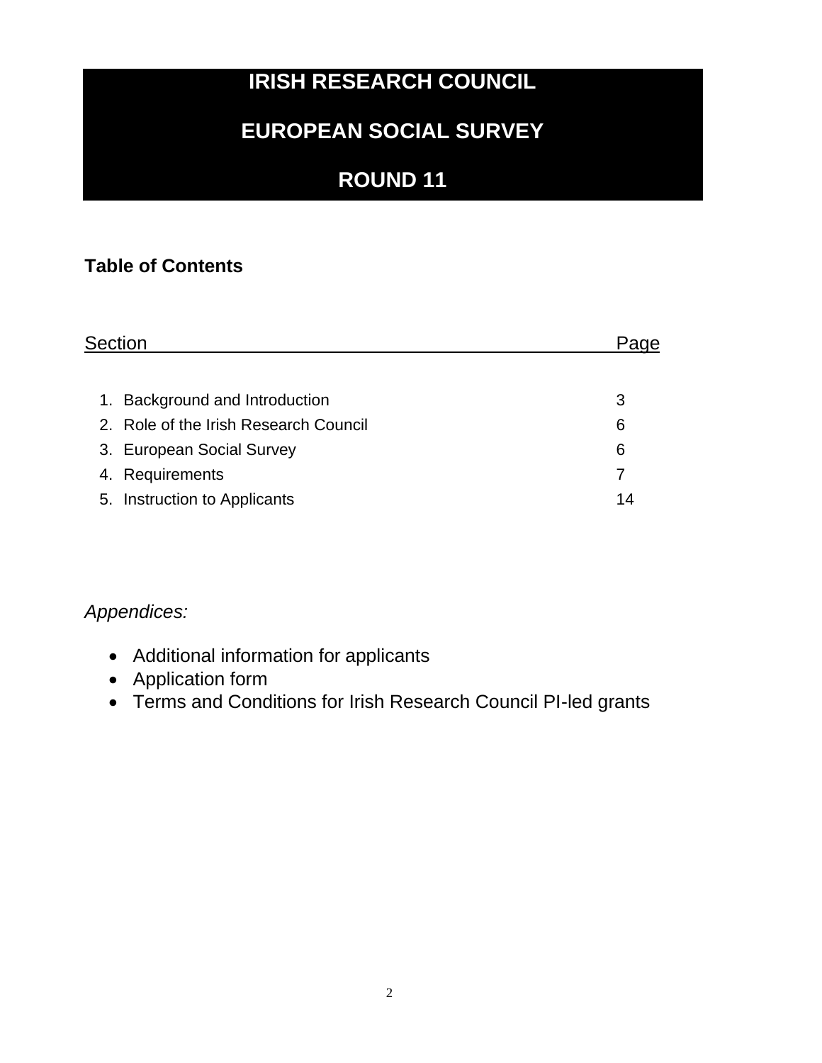# IRISH RESEARCH COUNCIL

# EUROPEAN SOCIAL SURVEY

# ROUND 11

**Table of Contents**

| Section | Page |
|---|---|
| 1. Background and Introduction | 3 |
| 2. Role of the Irish Research Council | 6 |
| 3. European Social Survey | 6 |
| 4. Requirements | 7 |
| 5. Instruction to Applicants | 14 |

*Appendices:*

- Additional information for applicants
- Application form
- Terms and Conditions for Irish Research Council PI-led grants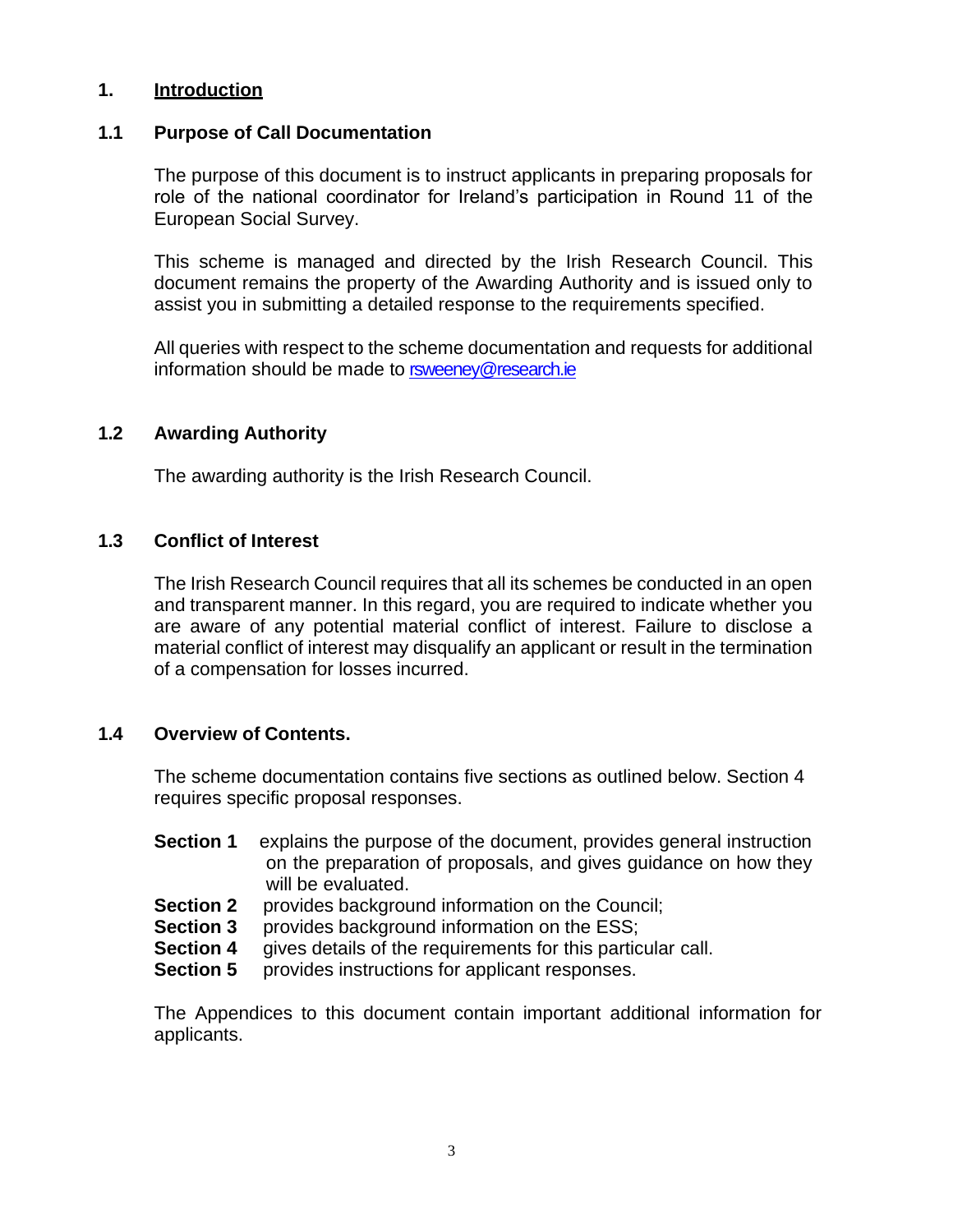## 1. Introduction

### 1.1 Purpose of Call Documentation

The purpose of this document is to instruct applicants in preparing proposals for role of the national coordinator for Ireland's participation in Round 11 of the European Social Survey.

This scheme is managed and directed by the Irish Research Council. This document remains the property of the Awarding Authority and is issued only to assist you in submitting a detailed response to the requirements specified.

All queries with respect to the scheme documentation and requests for additional information should be made to rsweeney@research.ie

### 1.2 Awarding Authority

The awarding authority is the Irish Research Council.

### 1.3 Conflict of Interest

The Irish Research Council requires that all its schemes be conducted in an open and transparent manner. In this regard, you are required to indicate whether you are aware of any potential material conflict of interest. Failure to disclose a material conflict of interest may disqualify an applicant or result in the termination of a compensation for losses incurred.

### 1.4 Overview of Contents.

The scheme documentation contains five sections as outlined below. Section 4 requires specific proposal responses.

**Section 1** explains the purpose of the document, provides general instruction on the preparation of proposals, and gives guidance on how they will be evaluated.
**Section 2** provides background information on the Council;
**Section 3** provides background information on the ESS;
**Section 4** gives details of the requirements for this particular call.
**Section 5** provides instructions for applicant responses.

The Appendices to this document contain important additional information for applicants.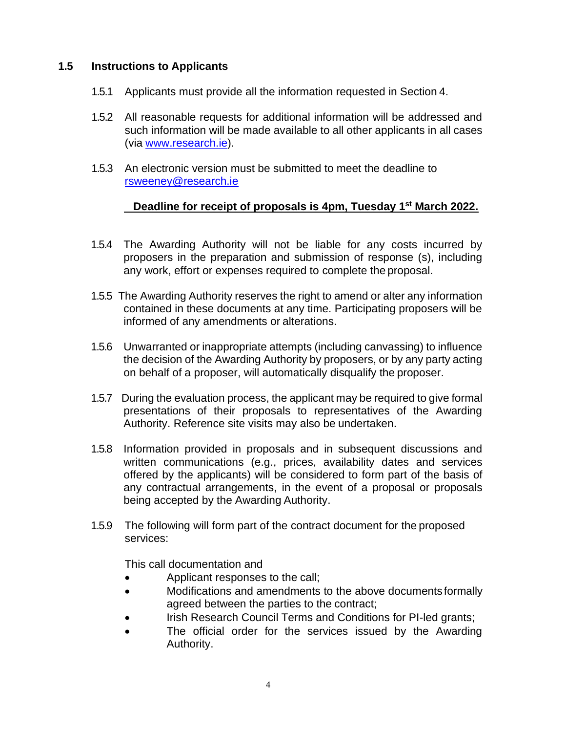## 1.5 Instructions to Applicants

1.5.1 Applicants must provide all the information requested in Section 4.

1.5.2 All reasonable requests for additional information will be addressed and such information will be made available to all other applicants in all cases (via [www.research.ie](http://www.research.ie)).

1.5.3 An electronic version must be submitted to meet the deadline to [rsweeney@research.ie](mailto:rsweeney@research.ie)

**Deadline for receipt of proposals is 4pm, Tuesday 1st March 2022.**

1.5.4 The Awarding Authority will not be liable for any costs incurred by proposers in the preparation and submission of response (s), including any work, effort or expenses required to complete the proposal.

1.5.5 The Awarding Authority reserves the right to amend or alter any information contained in these documents at any time. Participating proposers will be informed of any amendments or alterations.

1.5.6 Unwarranted or inappropriate attempts (including canvassing) to influence the decision of the Awarding Authority by proposers, or by any party acting on behalf of a proposer, will automatically disqualify the proposer.

1.5.7 During the evaluation process, the applicant may be required to give formal presentations of their proposals to representatives of the Awarding Authority. Reference site visits may also be undertaken.

1.5.8 Information provided in proposals and in subsequent discussions and written communications (e.g., prices, availability dates and services offered by the applicants) will be considered to form part of the basis of any contractual arrangements, in the event of a proposal or proposals being accepted by the Awarding Authority.

1.5.9 The following will form part of the contract document for the proposed services:

This call documentation and

- Applicant responses to the call;
- Modifications and amendments to the above documents formally agreed between the parties to the contract;
- Irish Research Council Terms and Conditions for PI-led grants;
- The official order for the services issued by the Awarding Authority.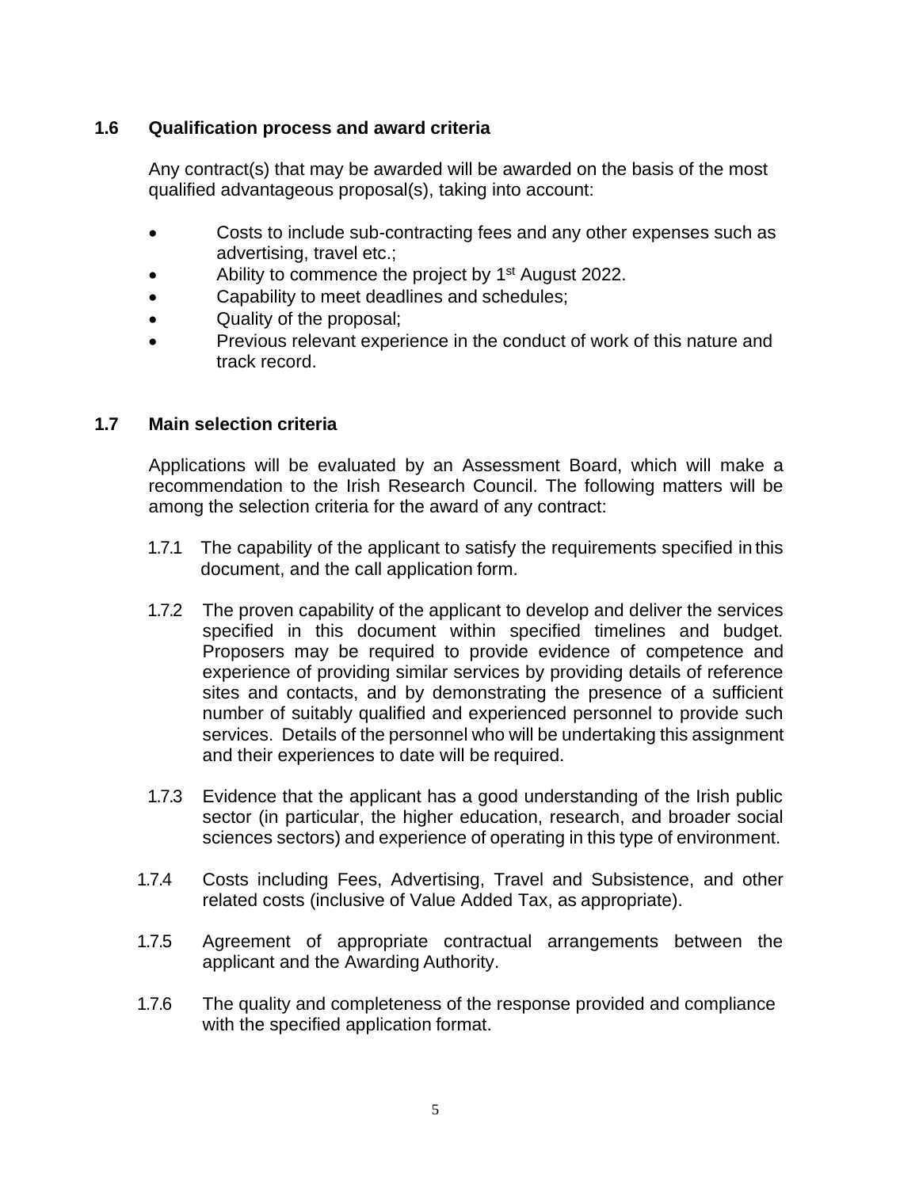## 1.6 Qualification process and award criteria

Any contract(s) that may be awarded will be awarded on the basis of the most qualified advantageous proposal(s), taking into account:

- Costs to include sub-contracting fees and any other expenses such as advertising, travel etc.;
- Ability to commence the project by 1st August 2022.
- Capability to meet deadlines and schedules;
- Quality of the proposal;
- Previous relevant experience in the conduct of work of this nature and track record.

## 1.7 Main selection criteria

Applications will be evaluated by an Assessment Board, which will make a recommendation to the Irish Research Council. The following matters will be among the selection criteria for the award of any contract:

1.7.1 The capability of the applicant to satisfy the requirements specified in this document, and the call application form.

1.7.2 The proven capability of the applicant to develop and deliver the services specified in this document within specified timelines and budget. Proposers may be required to provide evidence of competence and experience of providing similar services by providing details of reference sites and contacts, and by demonstrating the presence of a sufficient number of suitably qualified and experienced personnel to provide such services. Details of the personnel who will be undertaking this assignment and their experiences to date will be required.

1.7.3 Evidence that the applicant has a good understanding of the Irish public sector (in particular, the higher education, research, and broader social sciences sectors) and experience of operating in this type of environment.

1.7.4 Costs including Fees, Advertising, Travel and Subsistence, and other related costs (inclusive of Value Added Tax, as appropriate).

1.7.5 Agreement of appropriate contractual arrangements between the applicant and the Awarding Authority.

1.7.6 The quality and completeness of the response provided and compliance with the specified application format.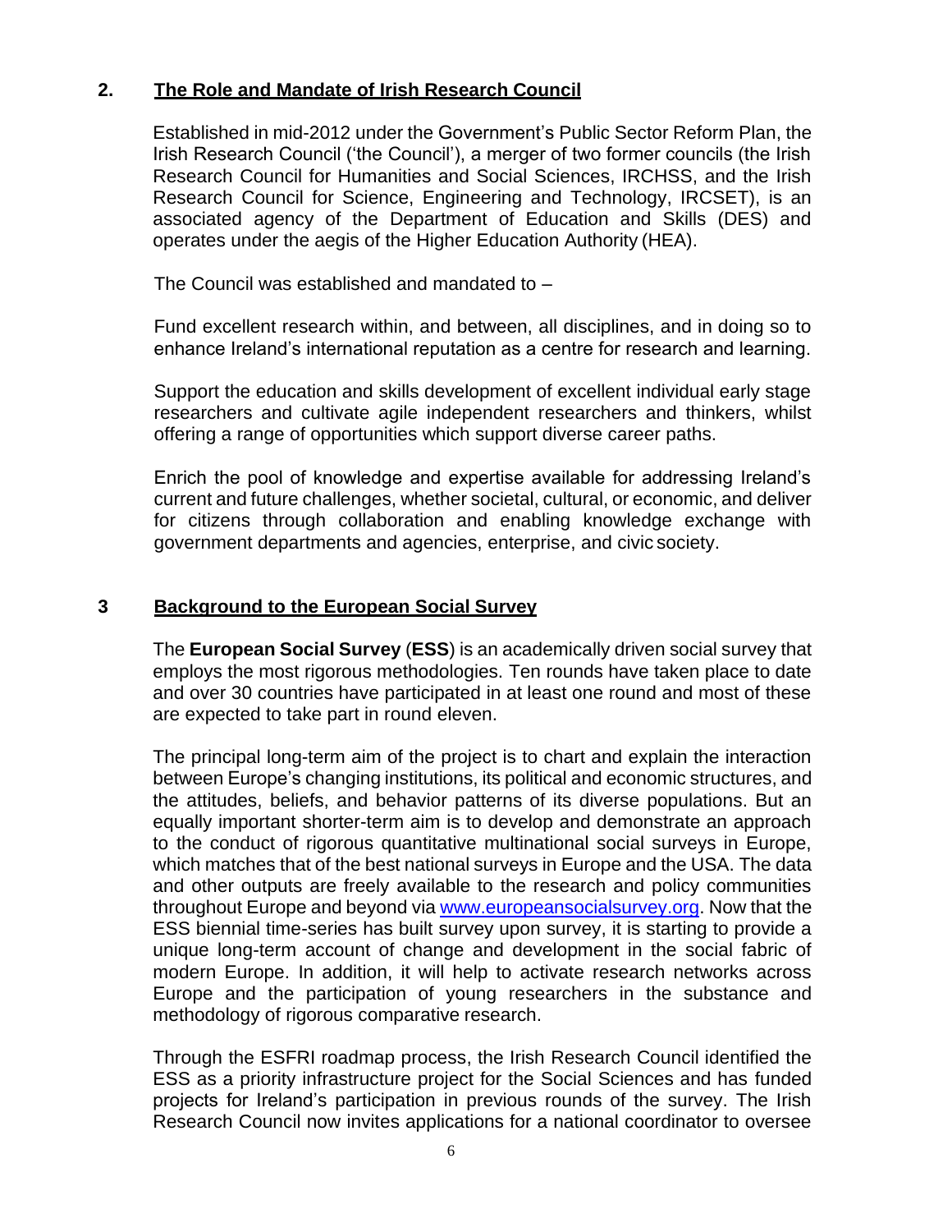## 2. The Role and Mandate of Irish Research Council

Established in mid-2012 under the Government's Public Sector Reform Plan, the Irish Research Council ('the Council'), a merger of two former councils (the Irish Research Council for Humanities and Social Sciences, IRCHSS, and the Irish Research Council for Science, Engineering and Technology, IRCSET), is an associated agency of the Department of Education and Skills (DES) and operates under the aegis of the Higher Education Authority (HEA).

The Council was established and mandated to –

Fund excellent research within, and between, all disciplines, and in doing so to enhance Ireland's international reputation as a centre for research and learning.

Support the education and skills development of excellent individual early stage researchers and cultivate agile independent researchers and thinkers, whilst offering a range of opportunities which support diverse career paths.

Enrich the pool of knowledge and expertise available for addressing Ireland's current and future challenges, whether societal, cultural, or economic, and deliver for citizens through collaboration and enabling knowledge exchange with government departments and agencies, enterprise, and civic society.

## 3 Background to the European Social Survey

The **European Social Survey** (**ESS**) is an academically driven social survey that employs the most rigorous methodologies. Ten rounds have taken place to date and over 30 countries have participated in at least one round and most of these are expected to take part in round eleven.

The principal long-term aim of the project is to chart and explain the interaction between Europe's changing institutions, its political and economic structures, and the attitudes, beliefs, and behavior patterns of its diverse populations. But an equally important shorter-term aim is to develop and demonstrate an approach to the conduct of rigorous quantitative multinational social surveys in Europe, which matches that of the best national surveys in Europe and the USA. The data and other outputs are freely available to the research and policy communities throughout Europe and beyond via [www.europeansocialsurvey.org](http://www.europeansocialsurvey.org). Now that the ESS biennial time-series has built survey upon survey, it is starting to provide a unique long-term account of change and development in the social fabric of modern Europe. In addition, it will help to activate research networks across Europe and the participation of young researchers in the substance and methodology of rigorous comparative research.

Through the ESFRI roadmap process, the Irish Research Council identified the ESS as a priority infrastructure project for the Social Sciences and has funded projects for Ireland's participation in previous rounds of the survey. The Irish Research Council now invites applications for a national coordinator to oversee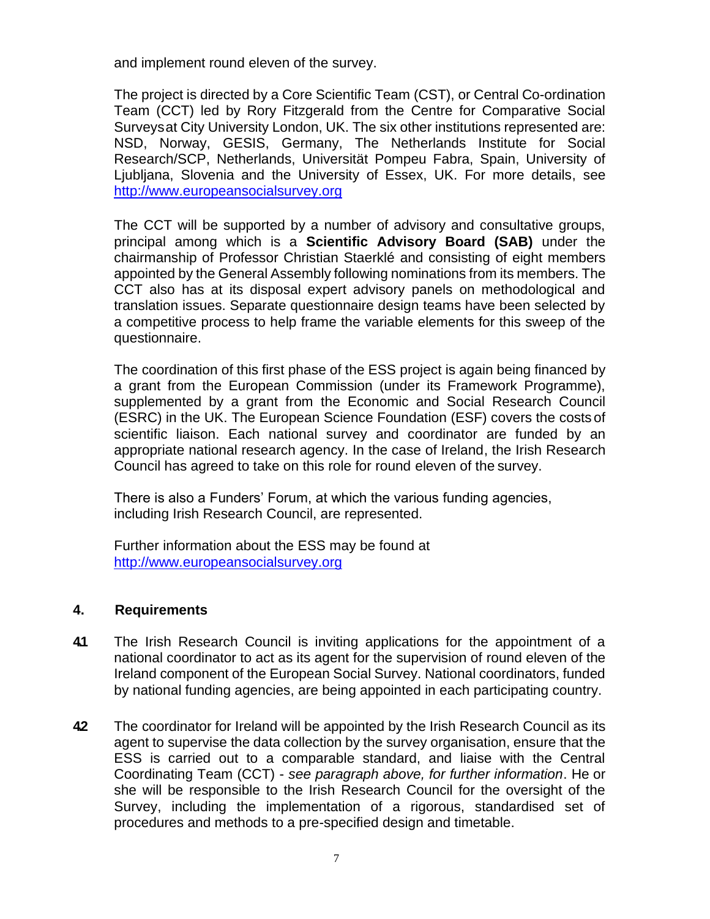and implement round eleven of the survey.

The project is directed by a Core Scientific Team (CST), or Central Co-ordination Team (CCT) led by Rory Fitzgerald from the Centre for Comparative Social Surveysat City University London, UK. The six other institutions represented are: NSD, Norway, GESIS, Germany, The Netherlands Institute for Social Research/SCP, Netherlands, Universität Pompeu Fabra, Spain, University of Ljubljana, Slovenia and the University of Essex, UK. For more details, see http://www.europeansocialsurvey.org

The CCT will be supported by a number of advisory and consultative groups, principal among which is a **Scientific Advisory Board (SAB)** under the chairmanship of Professor Christian Staerklé and consisting of eight members appointed by the General Assembly following nominations from its members. The CCT also has at its disposal expert advisory panels on methodological and translation issues. Separate questionnaire design teams have been selected by a competitive process to help frame the variable elements for this sweep of the questionnaire.

The coordination of this first phase of the ESS project is again being financed by a grant from the European Commission (under its Framework Programme), supplemented by a grant from the Economic and Social Research Council (ESRC) in the UK. The European Science Foundation (ESF) covers the costs of scientific liaison. Each national survey and coordinator are funded by an appropriate national research agency. In the case of Ireland, the Irish Research Council has agreed to take on this role for round eleven of the survey.

There is also a Funders' Forum, at which the various funding agencies, including Irish Research Council, are represented.

Further information about the ESS may be found at http://www.europeansocialsurvey.org

## 4. Requirements

**4.1** The Irish Research Council is inviting applications for the appointment of a national coordinator to act as its agent for the supervision of round eleven of the Ireland component of the European Social Survey. National coordinators, funded by national funding agencies, are being appointed in each participating country.

**4.2** The coordinator for Ireland will be appointed by the Irish Research Council as its agent to supervise the data collection by the survey organisation, ensure that the ESS is carried out to a comparable standard, and liaise with the Central Coordinating Team (CCT) - *see paragraph above, for further information*. He or she will be responsible to the Irish Research Council for the oversight of the Survey, including the implementation of a rigorous, standardised set of procedures and methods to a pre-specified design and timetable.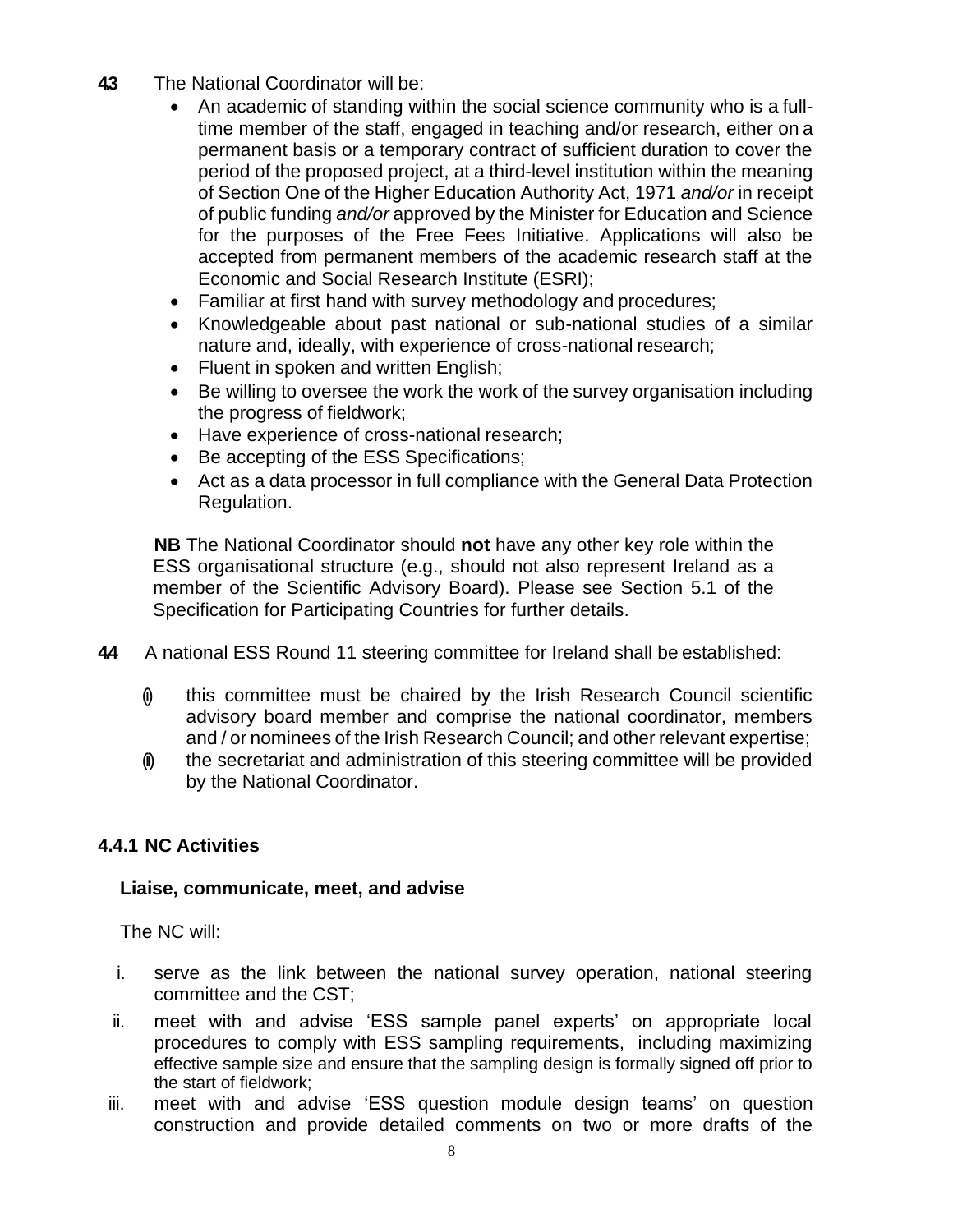**4.3** The National Coordinator will be:

- An academic of standing within the social science community who is a full-time member of the staff, engaged in teaching and/or research, either on a permanent basis or a temporary contract of sufficient duration to cover the period of the proposed project, at a third-level institution within the meaning of Section One of the Higher Education Authority Act, 1971 *and/or* in receipt of public funding *and/or* approved by the Minister for Education and Science for the purposes of the Free Fees Initiative. Applications will also be accepted from permanent members of the academic research staff at the Economic and Social Research Institute (ESRI);
- Familiar at first hand with survey methodology and procedures;
- Knowledgeable about past national or sub-national studies of a similar nature and, ideally, with experience of cross-national research;
- Fluent in spoken and written English;
- Be willing to oversee the work the work of the survey organisation including the progress of fieldwork;
- Have experience of cross-national research;
- Be accepting of the ESS Specifications;
- Act as a data processor in full compliance with the General Data Protection Regulation.

**NB** The National Coordinator should **not** have any other key role within the ESS organisational structure (e.g., should not also represent Ireland as a member of the Scientific Advisory Board). Please see Section 5.1 of the Specification for Participating Countries for further details.

**4.4** A national ESS Round 11 steering committee for Ireland shall be established:

(i) this committee must be chaired by the Irish Research Council scientific advisory board member and comprise the national coordinator, members and / or nominees of the Irish Research Council; and other relevant expertise;

(ii) the secretariat and administration of this steering committee will be provided by the National Coordinator.

### 4.4.1 NC Activities

**Liaise, communicate, meet, and advise**

The NC will:

i. serve as the link between the national survey operation, national steering committee and the CST;
ii. meet with and advise 'ESS sample panel experts' on appropriate local procedures to comply with ESS sampling requirements, including maximizing effective sample size and ensure that the sampling design is formally signed off prior to the start of fieldwork;
iii. meet with and advise 'ESS question module design teams' on question construction and provide detailed comments on two or more drafts of the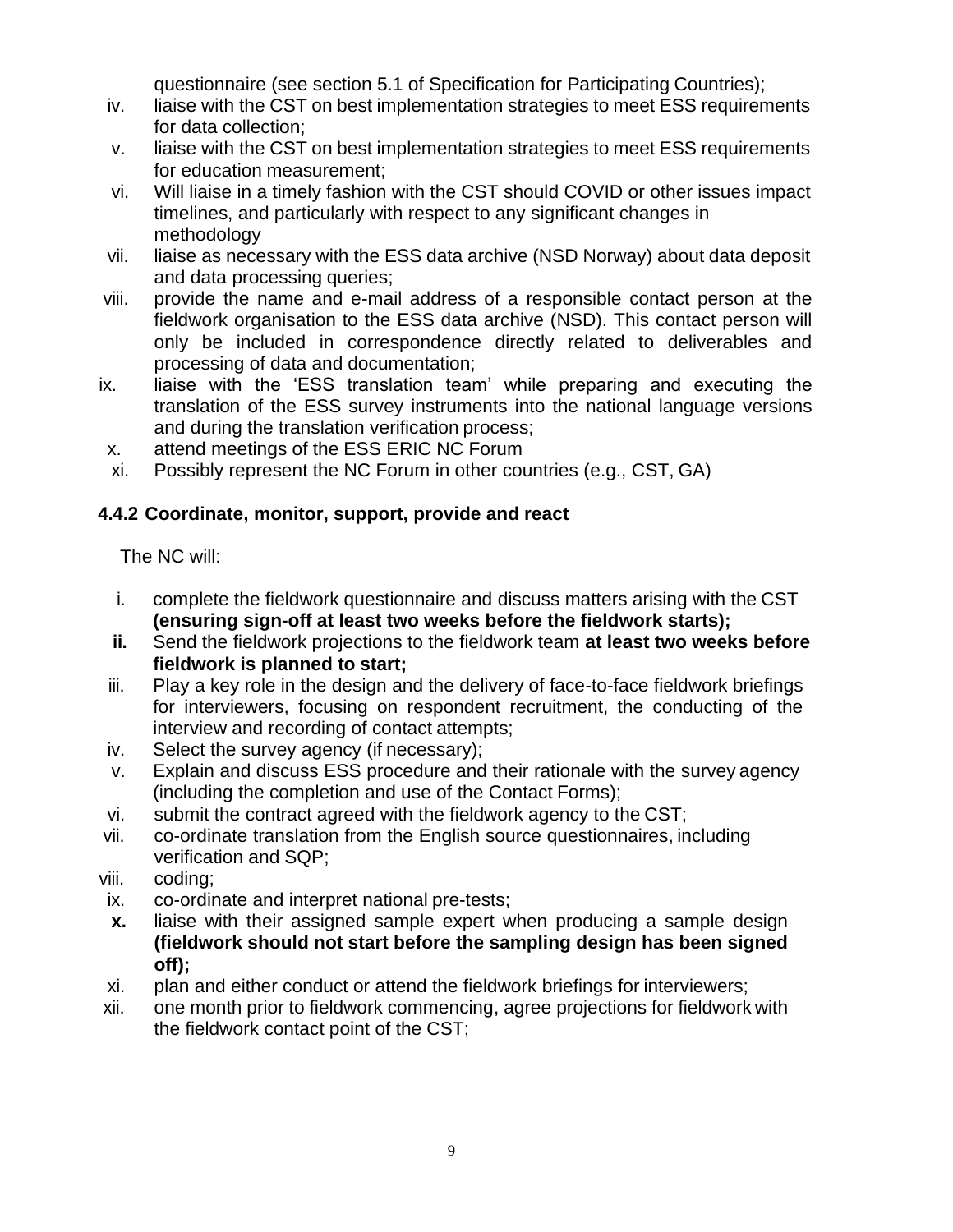questionnaire (see section 5.1 of Specification for Participating Countries);

iv. liaise with the CST on best implementation strategies to meet ESS requirements for data collection;

v. liaise with the CST on best implementation strategies to meet ESS requirements for education measurement;

vi. Will liaise in a timely fashion with the CST should COVID or other issues impact timelines, and particularly with respect to any significant changes in methodology

vii. liaise as necessary with the ESS data archive (NSD Norway) about data deposit and data processing queries;

viii. provide the name and e-mail address of a responsible contact person at the fieldwork organisation to the ESS data archive (NSD). This contact person will only be included in correspondence directly related to deliverables and processing of data and documentation;

ix. liaise with the 'ESS translation team' while preparing and executing the translation of the ESS survey instruments into the national language versions and during the translation verification process;

x. attend meetings of the ESS ERIC NC Forum

xi. Possibly represent the NC Forum in other countries (e.g., CST, GA)

### 4.4.2 Coordinate, monitor, support, provide and react

The NC will:

i. complete the fieldwork questionnaire and discuss matters arising with the CST **(ensuring sign-off at least two weeks before the fieldwork starts);**

**ii.** Send the fieldwork projections to the fieldwork team **at least two weeks before fieldwork is planned to start;**

iii. Play a key role in the design and the delivery of face-to-face fieldwork briefings for interviewers, focusing on respondent recruitment, the conducting of the interview and recording of contact attempts;

iv. Select the survey agency (if necessary);

v. Explain and discuss ESS procedure and their rationale with the survey agency (including the completion and use of the Contact Forms);

vi. submit the contract agreed with the fieldwork agency to the CST;

vii. co-ordinate translation from the English source questionnaires, including verification and SQP;

viii. coding;

ix. co-ordinate and interpret national pre-tests;

**x.** liaise with their assigned sample expert when producing a sample design **(fieldwork should not start before the sampling design has been signed off);**

xi. plan and either conduct or attend the fieldwork briefings for interviewers;

xii. one month prior to fieldwork commencing, agree projections for fieldwork with the fieldwork contact point of the CST;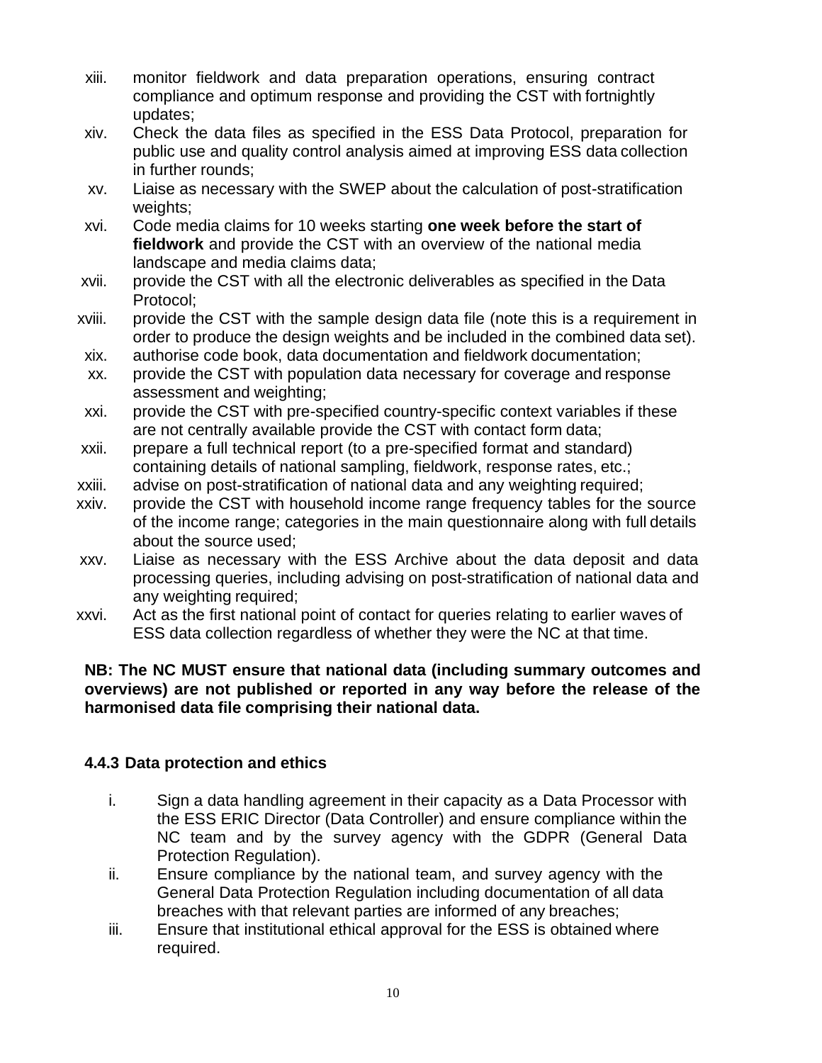xiii. monitor fieldwork and data preparation operations, ensuring contract compliance and optimum response and providing the CST with fortnightly updates;

xiv. Check the data files as specified in the ESS Data Protocol, preparation for public use and quality control analysis aimed at improving ESS data collection in further rounds;

xv. Liaise as necessary with the SWEP about the calculation of post-stratification weights;

xvi. Code media claims for 10 weeks starting **one week before the start of fieldwork** and provide the CST with an overview of the national media landscape and media claims data;

xvii. provide the CST with all the electronic deliverables as specified in the Data Protocol;

xviii. provide the CST with the sample design data file (note this is a requirement in order to produce the design weights and be included in the combined data set).

xix. authorise code book, data documentation and fieldwork documentation;

xx. provide the CST with population data necessary for coverage and response assessment and weighting;

xxi. provide the CST with pre-specified country-specific context variables if these are not centrally available provide the CST with contact form data;

xxii. prepare a full technical report (to a pre-specified format and standard) containing details of national sampling, fieldwork, response rates, etc.;

xxiii. advise on post-stratification of national data and any weighting required;

xxiv. provide the CST with household income range frequency tables for the source of the income range; categories in the main questionnaire along with full details about the source used;

xxv. Liaise as necessary with the ESS Archive about the data deposit and data processing queries, including advising on post-stratification of national data and any weighting required;

xxvi. Act as the first national point of contact for queries relating to earlier waves of ESS data collection regardless of whether they were the NC at that time.

**NB: The NC MUST ensure that national data (including summary outcomes and overviews) are not published or reported in any way before the release of the harmonised data file comprising their national data.**

### 4.4.3 Data protection and ethics

i. Sign a data handling agreement in their capacity as a Data Processor with the ESS ERIC Director (Data Controller) and ensure compliance within the NC team and by the survey agency with the GDPR (General Data Protection Regulation).

ii. Ensure compliance by the national team, and survey agency with the General Data Protection Regulation including documentation of all data breaches with that relevant parties are informed of any breaches;

iii. Ensure that institutional ethical approval for the ESS is obtained where required.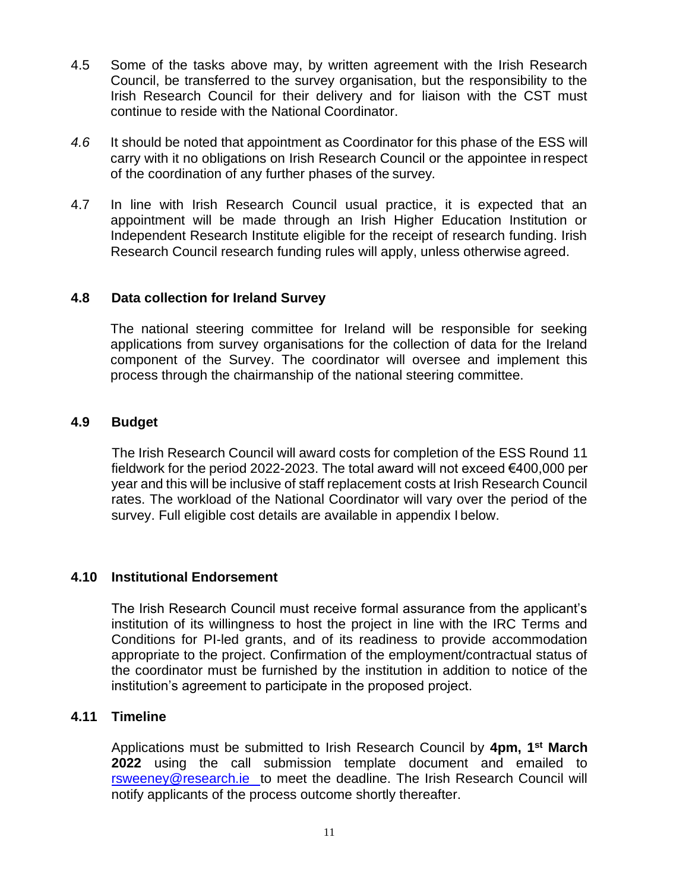4.5 Some of the tasks above may, by written agreement with the Irish Research Council, be transferred to the survey organisation, but the responsibility to the Irish Research Council for their delivery and for liaison with the CST must continue to reside with the National Coordinator.

*4.6* It should be noted that appointment as Coordinator for this phase of the ESS will carry with it no obligations on Irish Research Council or the appointee in respect of the coordination of any further phases of the survey.

4.7 In line with Irish Research Council usual practice, it is expected that an appointment will be made through an Irish Higher Education Institution or Independent Research Institute eligible for the receipt of research funding. Irish Research Council research funding rules will apply, unless otherwise agreed.

### 4.8 Data collection for Ireland Survey

The national steering committee for Ireland will be responsible for seeking applications from survey organisations for the collection of data for the Ireland component of the Survey. The coordinator will oversee and implement this process through the chairmanship of the national steering committee.

### 4.9 Budget

The Irish Research Council will award costs for completion of the ESS Round 11 fieldwork for the period 2022-2023. The total award will not exceed €400,000 per year and this will be inclusive of staff replacement costs at Irish Research Council rates. The workload of the National Coordinator will vary over the period of the survey. Full eligible cost details are available in appendix I below.

### 4.10 Institutional Endorsement

The Irish Research Council must receive formal assurance from the applicant's institution of its willingness to host the project in line with the IRC Terms and Conditions for PI-led grants, and of its readiness to provide accommodation appropriate to the project. Confirmation of the employment/contractual status of the coordinator must be furnished by the institution in addition to notice of the institution's agreement to participate in the proposed project.

### 4.11 Timeline

Applications must be submitted to Irish Research Council by **4pm, 1st March 2022** using the call submission template document and emailed to rsweeney@research.ie to meet the deadline. The Irish Research Council will notify applicants of the process outcome shortly thereafter.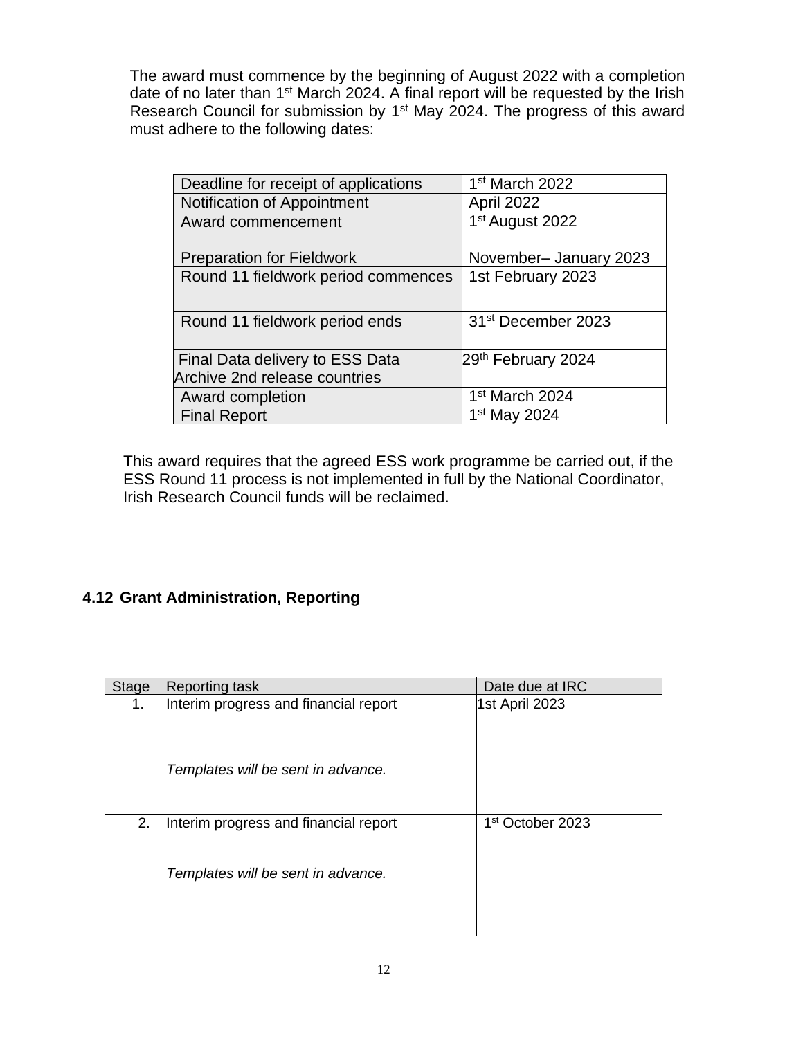The award must commence by the beginning of August 2022 with a completion date of no later than 1st March 2024. A final report will be requested by the Irish Research Council for submission by 1st May 2024. The progress of this award must adhere to the following dates:

| | |
|---|---|
| Deadline for receipt of applications | 1st March 2022 |
| Notification of Appointment | April 2022 |
| Award commencement | 1st August 2022 |
| Preparation for Fieldwork | November– January 2023 |
| Round 11 fieldwork period commences | 1st February 2023 |
| Round 11 fieldwork period ends | 31st December 2023 |
| Final Data delivery to ESS Data Archive 2nd release countries | 29th February 2024 |
| Award completion | 1st March 2024 |
| Final Report | 1st May 2024 |

This award requires that the agreed ESS work programme be carried out, if the ESS Round 11 process is not implemented in full by the National Coordinator, Irish Research Council funds will be reclaimed.

## 4.12 Grant Administration, Reporting

| Stage | Reporting task | Date due at IRC |
|---|---|---|
| 1. | Interim progress and financial report<br><br>*Templates will be sent in advance.* | 1st April 2023 |
| 2. | Interim progress and financial report<br><br>*Templates will be sent in advance.* | 1st October 2023 |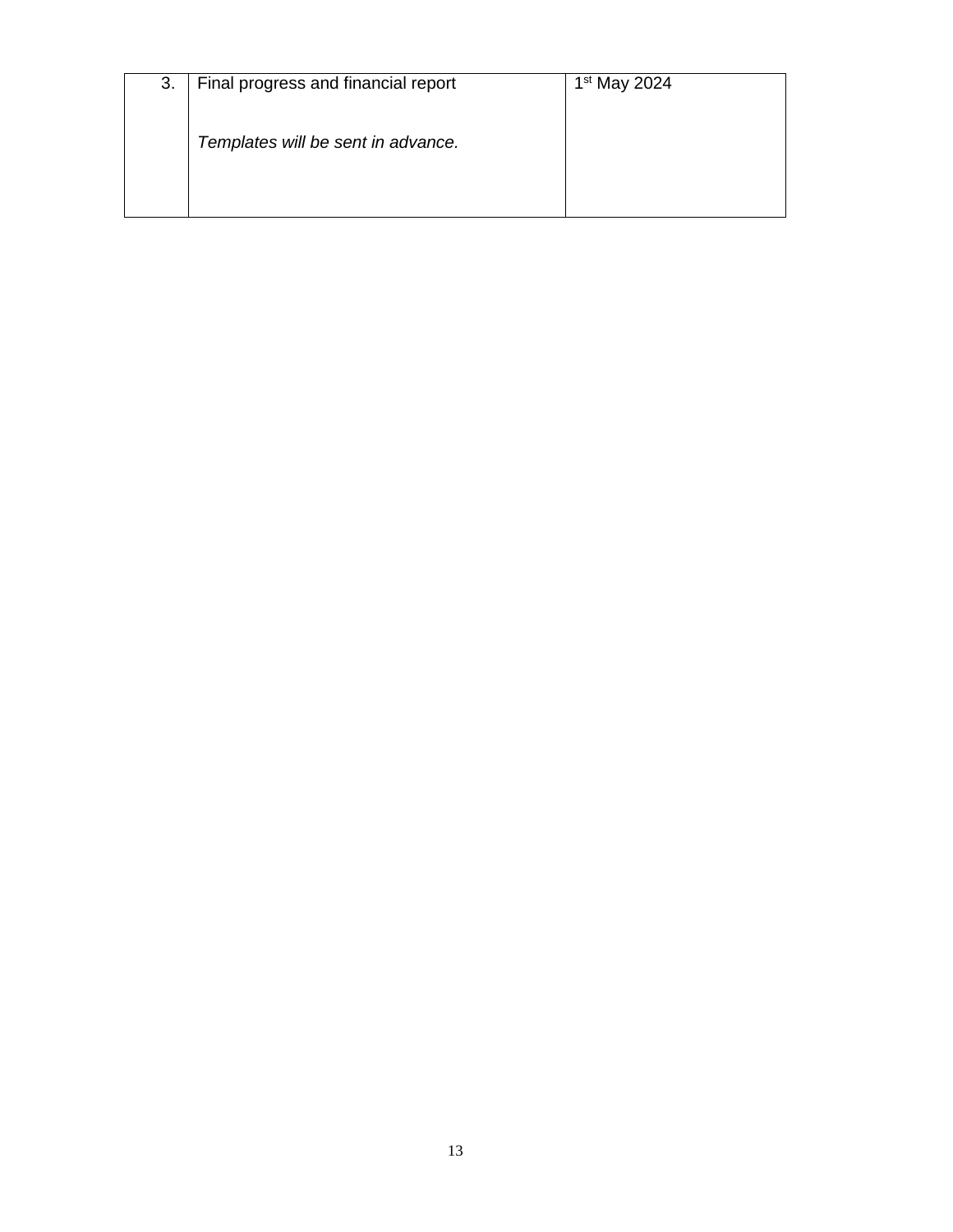| | | |
|---|---|---|
| 3. | Final progress and financial report<br><br>*Templates will be sent in advance.* | 1st May 2024 |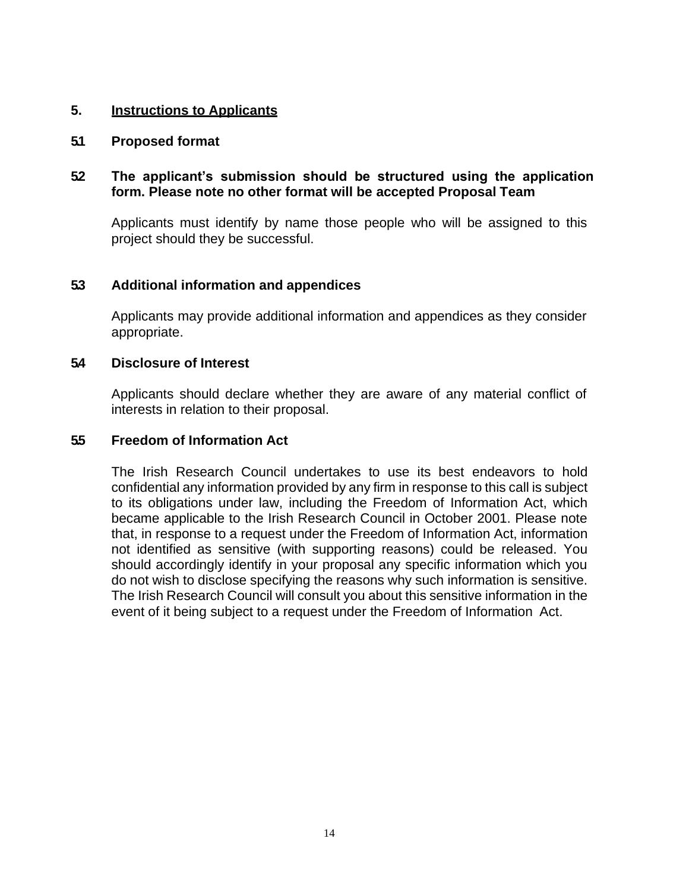## 5. Instructions to Applicants

### 5.1 Proposed format

### 5.2 The applicant's submission should be structured using the application form. Please note no other format will be accepted Proposal Team

Applicants must identify by name those people who will be assigned to this project should they be successful.

### 5.3 Additional information and appendices

Applicants may provide additional information and appendices as they consider appropriate.

### 5.4 Disclosure of Interest

Applicants should declare whether they are aware of any material conflict of interests in relation to their proposal.

### 5.5 Freedom of Information Act

The Irish Research Council undertakes to use its best endeavors to hold confidential any information provided by any firm in response to this call is subject to its obligations under law, including the Freedom of Information Act, which became applicable to the Irish Research Council in October 2001. Please note that, in response to a request under the Freedom of Information Act, information not identified as sensitive (with supporting reasons) could be released. You should accordingly identify in your proposal any specific information which you do not wish to disclose specifying the reasons why such information is sensitive. The Irish Research Council will consult you about this sensitive information in the event of it being subject to a request under the Freedom of Information Act.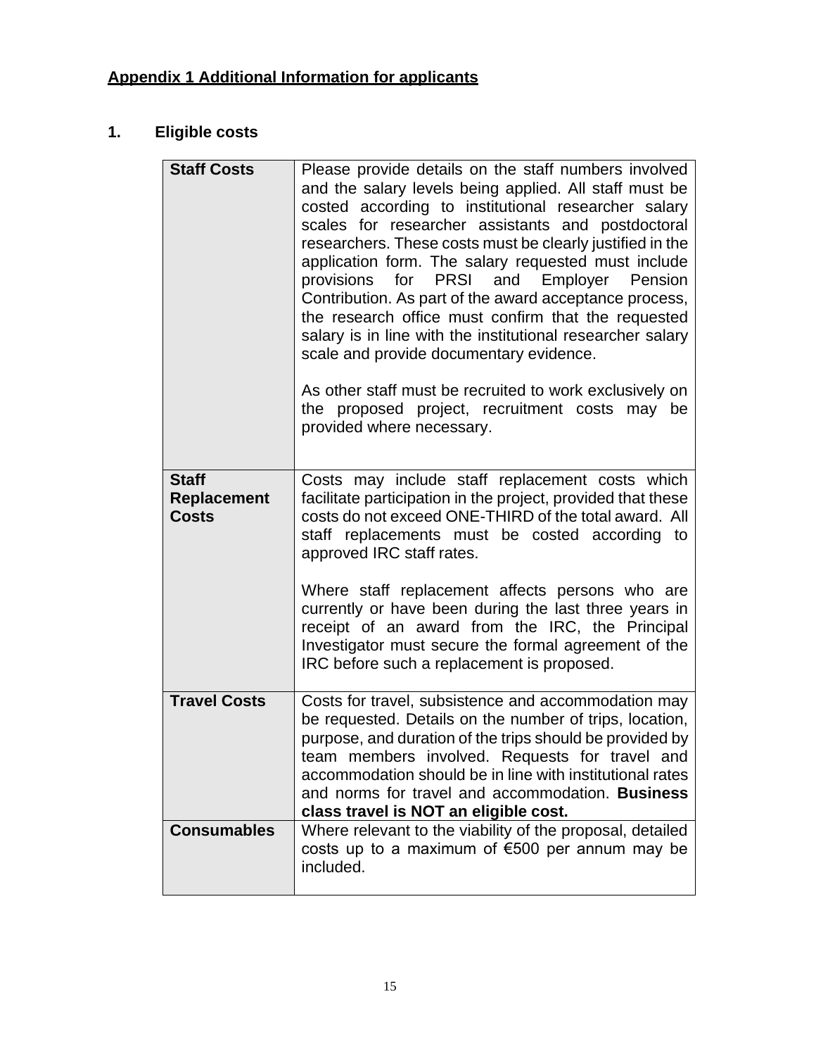**Appendix 1 Additional Information for applicants**

## 1. Eligible costs

| | |
|---|---|
| **Staff Costs** | Please provide details on the staff numbers involved and the salary levels being applied. All staff must be costed according to institutional researcher salary scales for researcher assistants and postdoctoral researchers. These costs must be clearly justified in the application form. The salary requested must include provisions for PRSI and Employer Pension Contribution. As part of the award acceptance process, the research office must confirm that the requested salary is in line with the institutional researcher salary scale and provide documentary evidence.<br><br>As other staff must be recruited to work exclusively on the proposed project, recruitment costs may be provided where necessary. |
| **Staff Replacement Costs** | Costs may include staff replacement costs which facilitate participation in the project, provided that these costs do not exceed ONE-THIRD of the total award. All staff replacements must be costed according to approved IRC staff rates.<br><br>Where staff replacement affects persons who are currently or have been during the last three years in receipt of an award from the IRC, the Principal Investigator must secure the formal agreement of the IRC before such a replacement is proposed. |
| **Travel Costs** | Costs for travel, subsistence and accommodation may be requested. Details on the number of trips, location, purpose, and duration of the trips should be provided by team members involved. Requests for travel and accommodation should be in line with institutional rates and norms for travel and accommodation. **Business class travel is NOT an eligible cost.** |
| **Consumables** | Where relevant to the viability of the proposal, detailed costs up to a maximum of €500 per annum may be included. |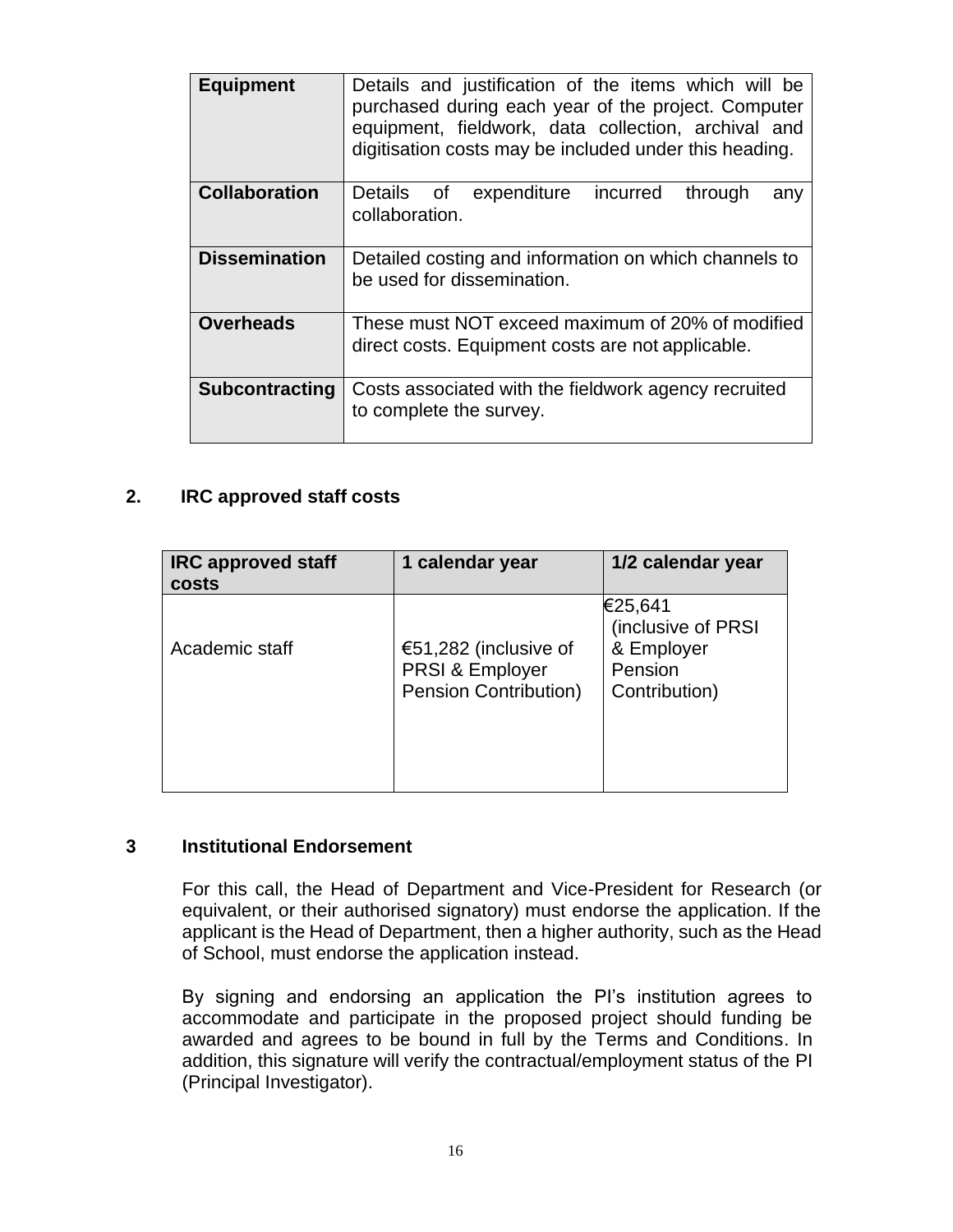| Equipment | Details and justification of the items which will be purchased during each year of the project. Computer equipment, fieldwork, data collection, archival and digitisation costs may be included under this heading. |
|---|---|
| **Collaboration** | Details of expenditure incurred through any collaboration. |
| **Dissemination** | Detailed costing and information on which channels to be used for dissemination. |
| **Overheads** | These must NOT exceed maximum of 20% of modified direct costs. Equipment costs are not applicable. |
| **Subcontracting** | Costs associated with the fieldwork agency recruited to complete the survey. |

## 2. IRC approved staff costs

| IRC approved staff costs | 1 calendar year | 1/2 calendar year |
|---|---|---|
| Academic staff | €51,282 (inclusive of PRSI & Employer Pension Contribution) | €25,641 (inclusive of PRSI & Employer Pension Contribution) |

## 3 Institutional Endorsement

For this call, the Head of Department and Vice-President for Research (or equivalent, or their authorised signatory) must endorse the application. If the applicant is the Head of Department, then a higher authority, such as the Head of School, must endorse the application instead.

By signing and endorsing an application the PI's institution agrees to accommodate and participate in the proposed project should funding be awarded and agrees to be bound in full by the Terms and Conditions. In addition, this signature will verify the contractual/employment status of the PI (Principal Investigator).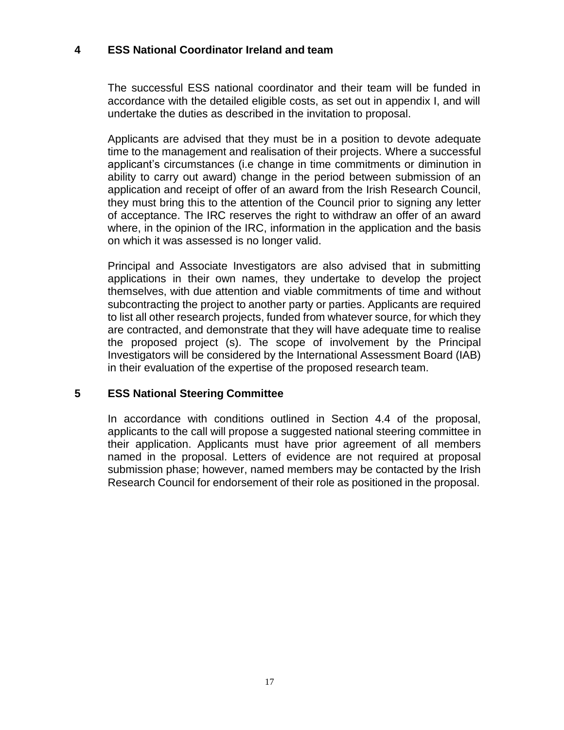## 4 ESS National Coordinator Ireland and team

The successful ESS national coordinator and their team will be funded in accordance with the detailed eligible costs, as set out in appendix I, and will undertake the duties as described in the invitation to proposal.

Applicants are advised that they must be in a position to devote adequate time to the management and realisation of their projects. Where a successful applicant's circumstances (i.e change in time commitments or diminution in ability to carry out award) change in the period between submission of an application and receipt of offer of an award from the Irish Research Council, they must bring this to the attention of the Council prior to signing any letter of acceptance. The IRC reserves the right to withdraw an offer of an award where, in the opinion of the IRC, information in the application and the basis on which it was assessed is no longer valid.

Principal and Associate Investigators are also advised that in submitting applications in their own names, they undertake to develop the project themselves, with due attention and viable commitments of time and without subcontracting the project to another party or parties. Applicants are required to list all other research projects, funded from whatever source, for which they are contracted, and demonstrate that they will have adequate time to realise the proposed project (s). The scope of involvement by the Principal Investigators will be considered by the International Assessment Board (IAB) in their evaluation of the expertise of the proposed research team.

## 5 ESS National Steering Committee

In accordance with conditions outlined in Section 4.4 of the proposal, applicants to the call will propose a suggested national steering committee in their application. Applicants must have prior agreement of all members named in the proposal. Letters of evidence are not required at proposal submission phase; however, named members may be contacted by the Irish Research Council for endorsement of their role as positioned in the proposal.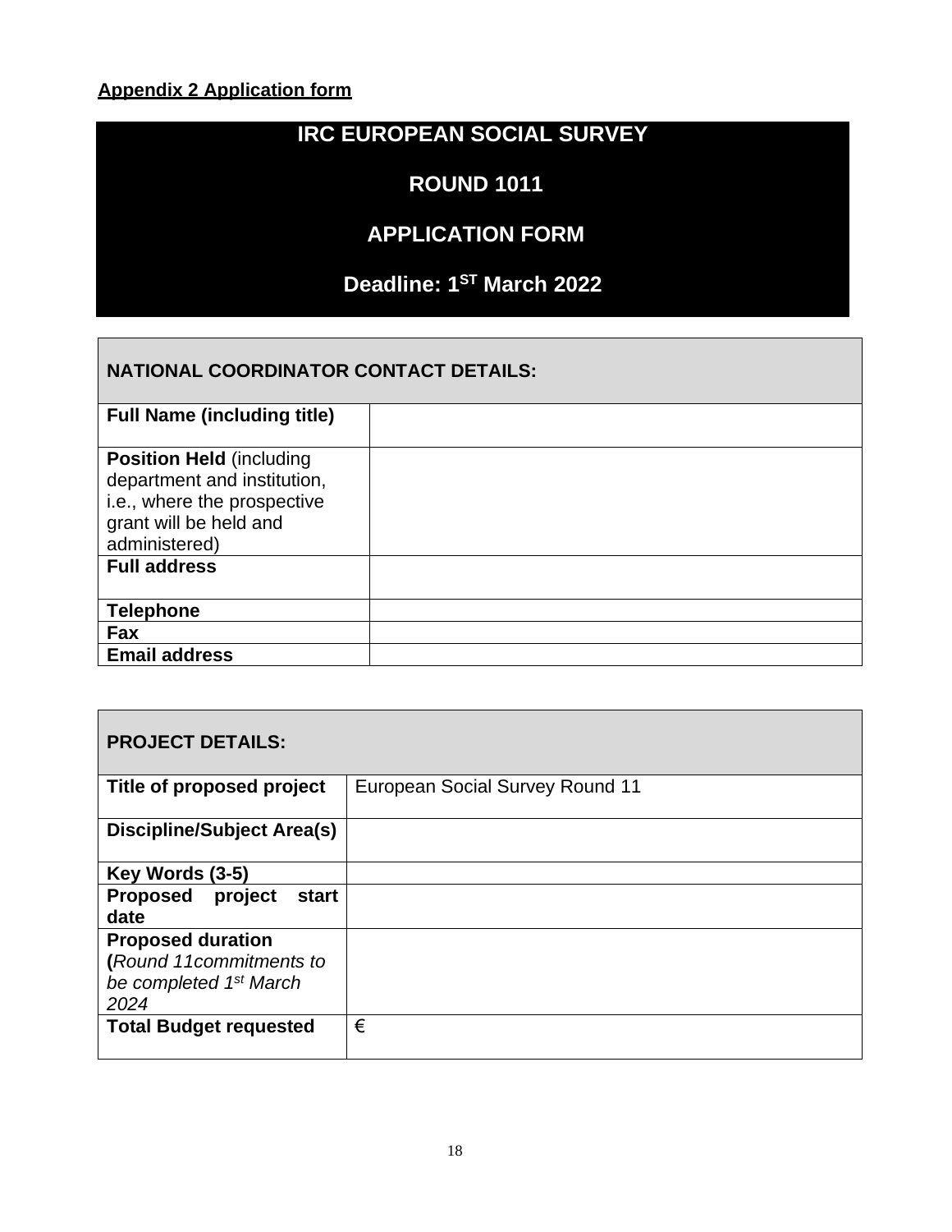**Appendix 2 Application form**

# IRC EUROPEAN SOCIAL SURVEY

## ROUND 1011

## APPLICATION FORM

## Deadline: 1ST March 2022

| NATIONAL COORDINATOR CONTACT DETAILS: | |
|---|---|
| **Full Name (including title)** | |
| **Position Held** (including department and institution, i.e., where the prospective grant will be held and administered) | |
| **Full address** | |
| **Telephone** | |
| **Fax** | |
| **Email address** | |

| PROJECT DETAILS: | |
|---|---|
| **Title of proposed project** | European Social Survey Round 11 |
| **Discipline/Subject Area(s)** | |
| **Key Words (3-5)** | |
| **Proposed project start date** | |
| **Proposed duration (***Round 11commitments to be completed 1st March 2024* | |
| **Total Budget requested** | € |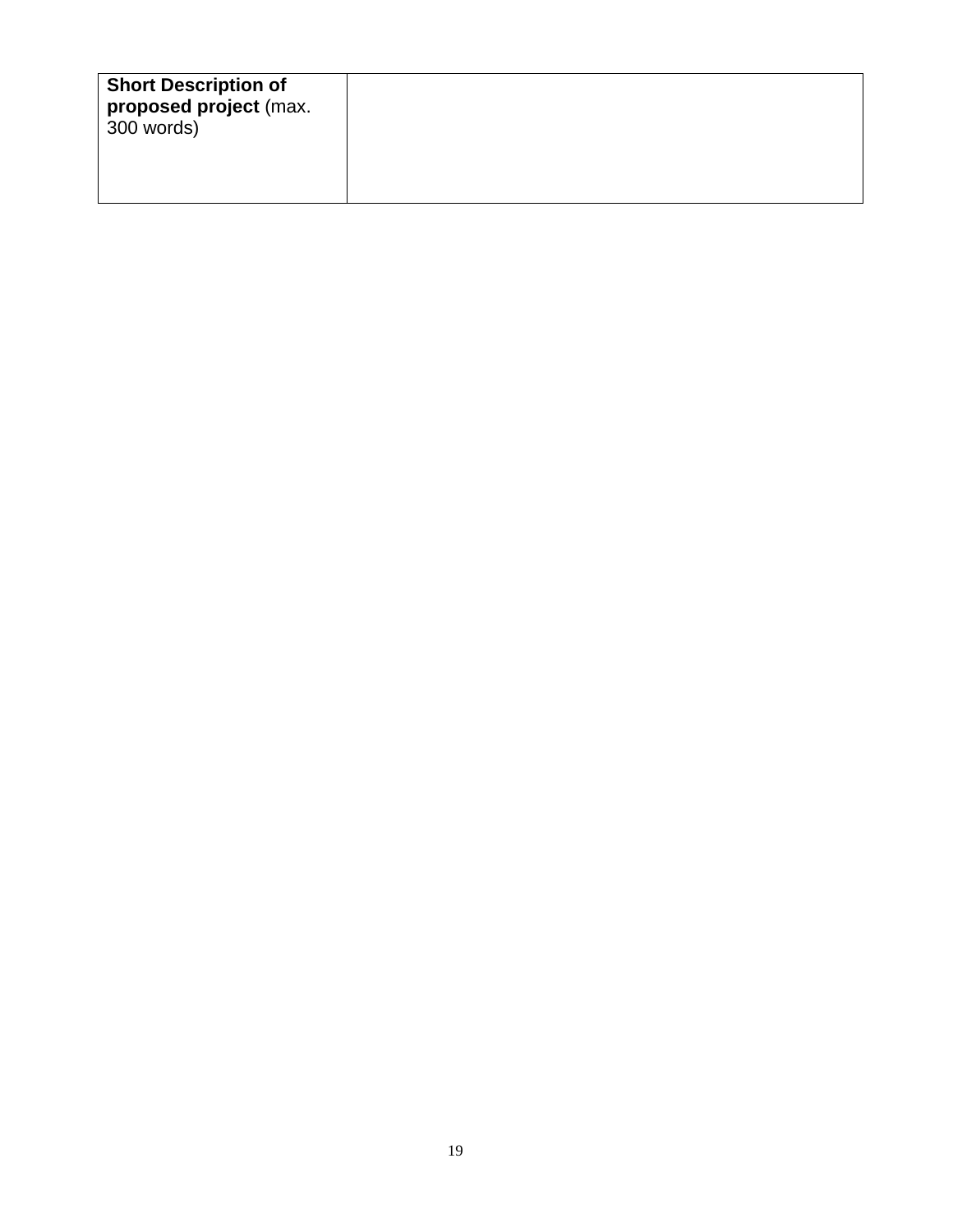| **Short Description of proposed project** (max. 300 words) | |
| --- | --- |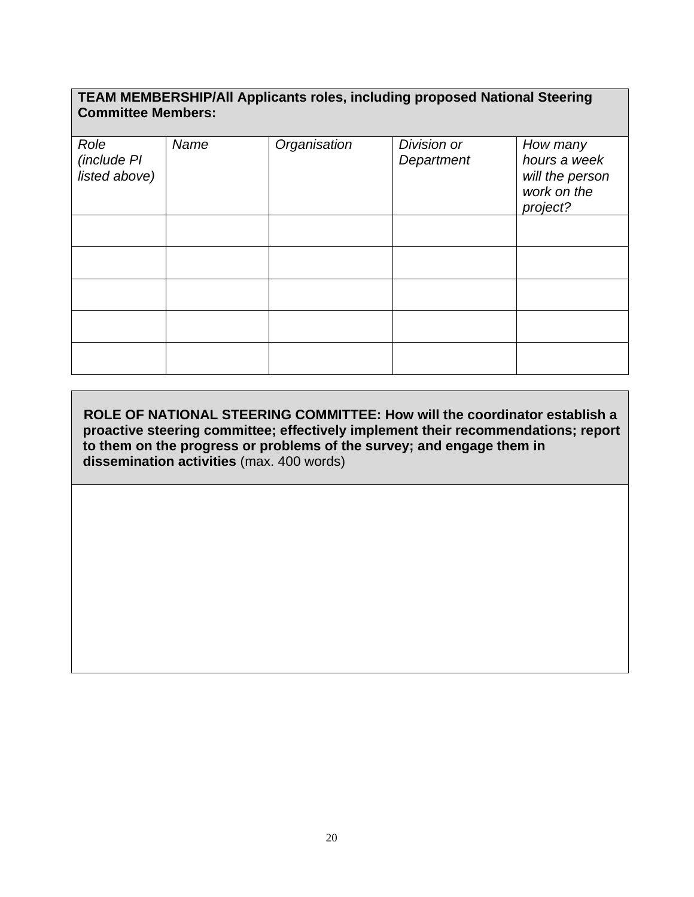**TEAM MEMBERSHIP/All Applicants roles, including proposed National Steering Committee Members:**

| *Role (include PI listed above)* | *Name* | *Organisation* | *Division or Department* | *How many hours a week will the person work on the project?* |
|---|---|---|---|---|
| | | | | |
| | | | | |
| | | | | |
| | | | | |
| | | | | |

**ROLE OF NATIONAL STEERING COMMITTEE: How will the coordinator establish a proactive steering committee; effectively implement their recommendations; report to them on the progress or problems of the survey; and engage them in dissemination activities** (max. 400 words)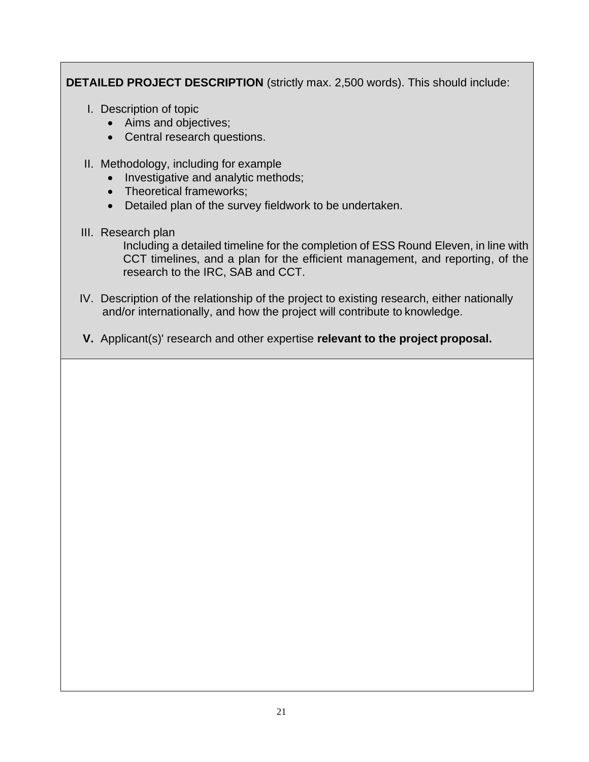**DETAILED PROJECT DESCRIPTION** (strictly max. 2,500 words). This should include:

I. Description of topic
   - Aims and objectives;
   - Central research questions.

II. Methodology, including for example
   - Investigative and analytic methods;
   - Theoretical frameworks;
   - Detailed plan of the survey fieldwork to be undertaken.

III. Research plan
   Including a detailed timeline for the completion of ESS Round Eleven, in line with CCT timelines, and a plan for the efficient management, and reporting, of the research to the IRC, SAB and CCT.

IV. Description of the relationship of the project to existing research, either nationally and/or internationally, and how the project will contribute to knowledge.

**V.** Applicant(s)' research and other expertise **relevant to the project proposal.**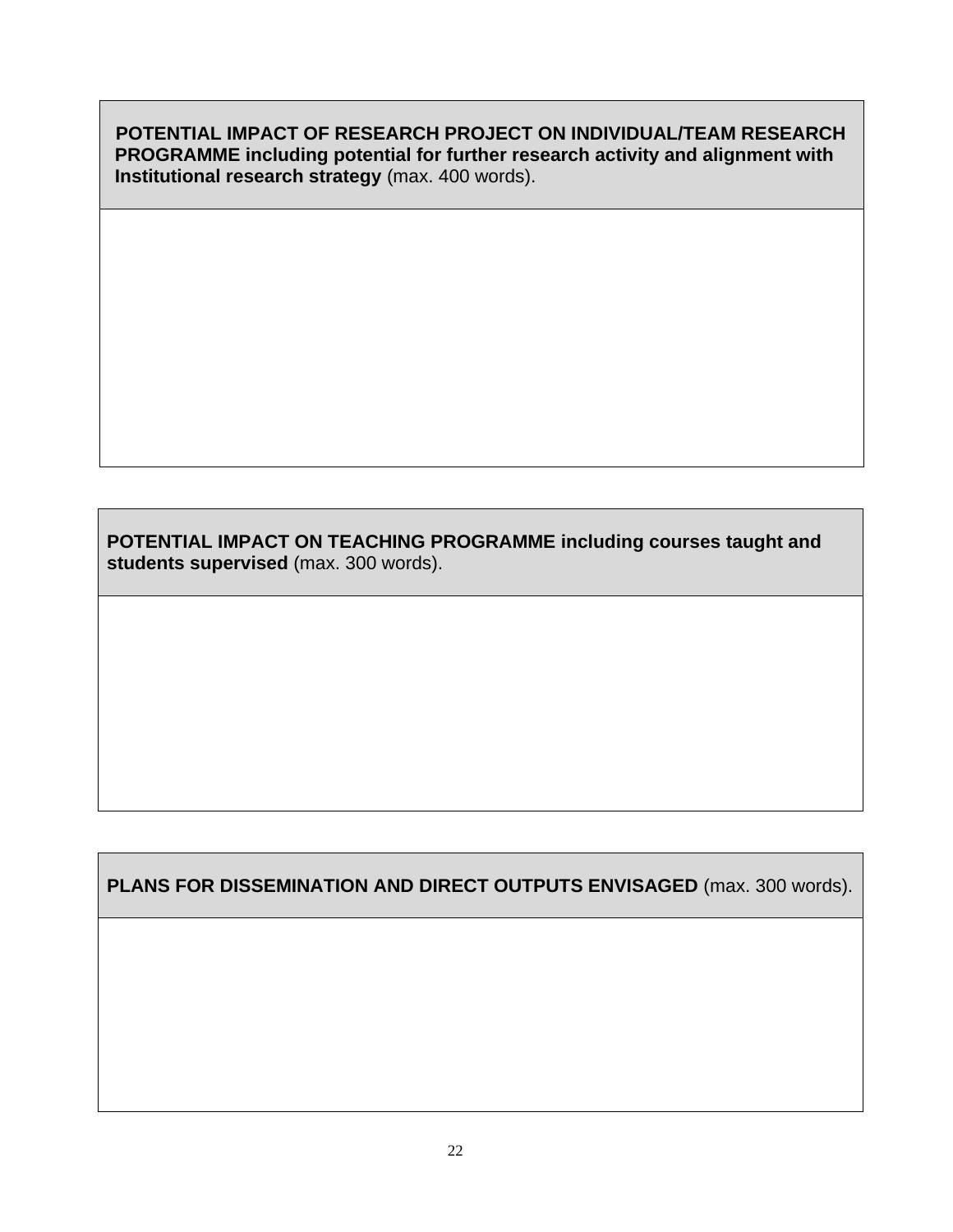| **POTENTIAL IMPACT OF RESEARCH PROJECT ON INDIVIDUAL/TEAM RESEARCH PROGRAMME including potential for further research activity and alignment with Institutional research strategy** (max. 400 words). |
| --- |
| |

| **POTENTIAL IMPACT ON TEACHING PROGRAMME including courses taught and students supervised** (max. 300 words). |
| --- |
| |

| **PLANS FOR DISSEMINATION AND DIRECT OUTPUTS ENVISAGED** (max. 300 words). |
| --- |
| |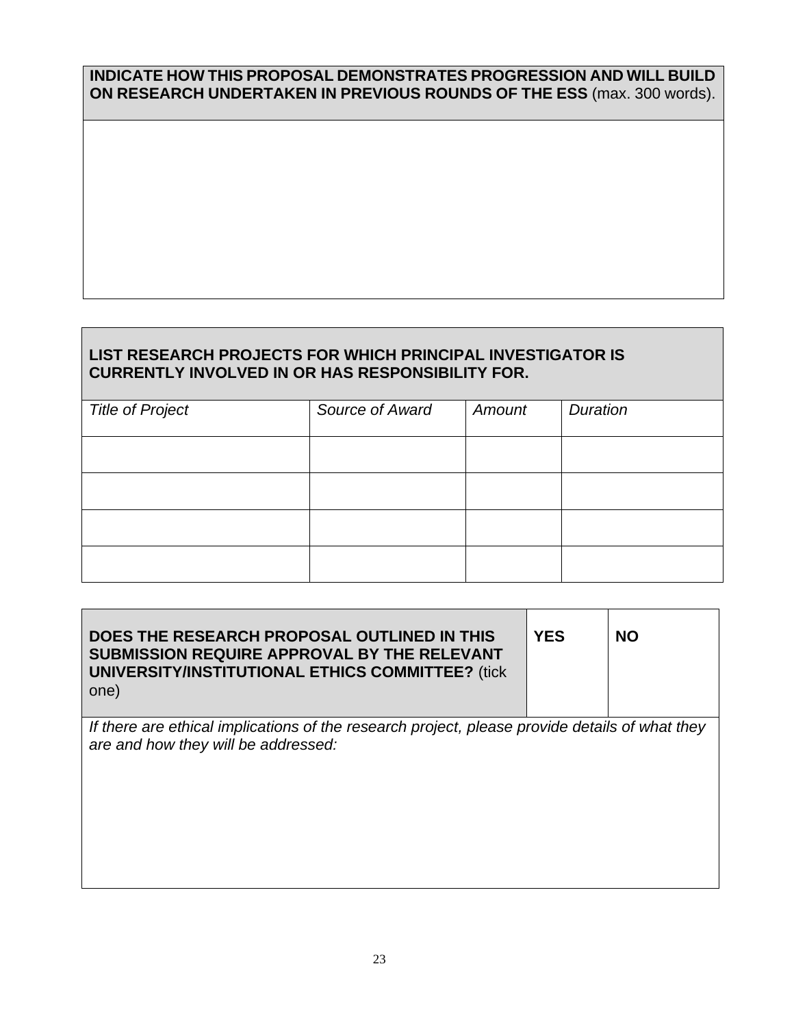**INDICATE HOW THIS PROPOSAL DEMONSTRATES PROGRESSION AND WILL BUILD ON RESEARCH UNDERTAKEN IN PREVIOUS ROUNDS OF THE ESS** (max. 300 words).

**LIST RESEARCH PROJECTS FOR WHICH PRINCIPAL INVESTIGATOR IS CURRENTLY INVOLVED IN OR HAS RESPONSIBILITY FOR.**

| *Title of Project* | *Source of Award* | *Amount* | *Duration* |
| --- | --- | --- | --- |
| | | | |
| | | | |
| | | | |
| | | | |

| **DOES THE RESEARCH PROPOSAL OUTLINED IN THIS SUBMISSION REQUIRE APPROVAL BY THE RELEVANT UNIVERSITY/INSTITUTIONAL ETHICS COMMITTEE?** (tick one) | **YES** | **NO** |
| --- | --- | --- |

*If there are ethical implications of the research project, please provide details of what they are and how they will be addressed:*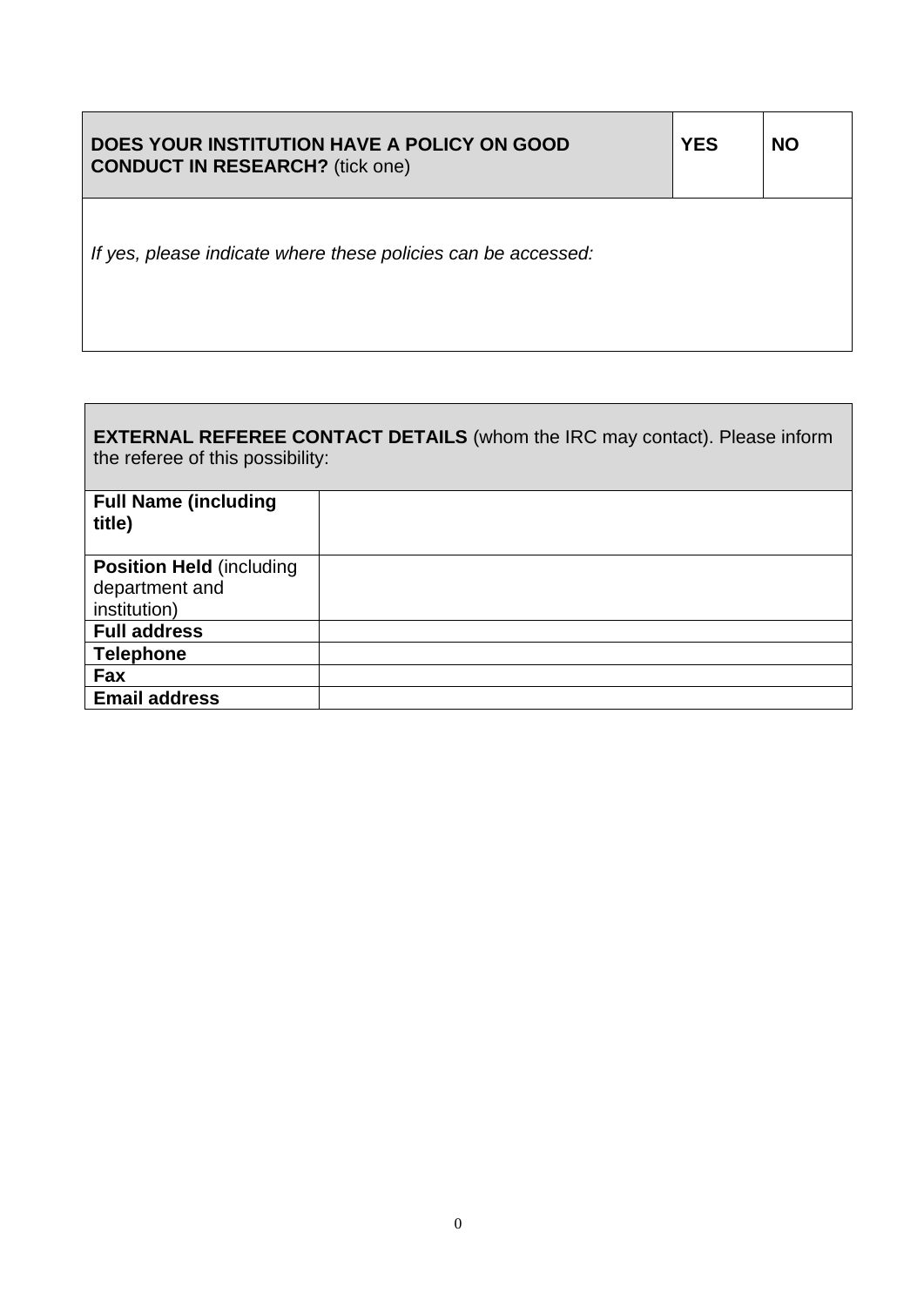| **DOES YOUR INSTITUTION HAVE A POLICY ON GOOD CONDUCT IN RESEARCH?** (tick one) | **YES** | **NO** |
|---|---|---|
| *If yes, please indicate where these policies can be accessed:* | | |

| **EXTERNAL REFEREE CONTACT DETAILS** (whom the IRC may contact). Please inform the referee of this possibility: | |
|---|---|
| **Full Name (including title)** | |
| **Position Held** (including department and institution) | |
| **Full address** | |
| **Telephone** | |
| **Fax** | |
| **Email address** | |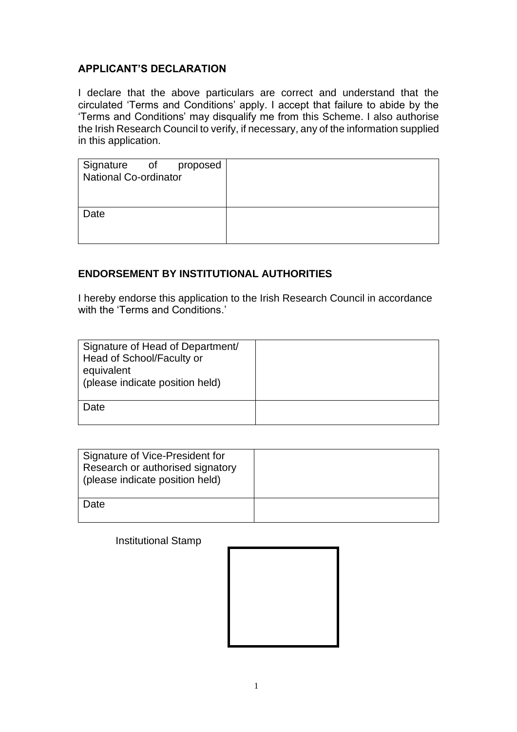## APPLICANT'S DECLARATION

I declare that the above particulars are correct and understand that the circulated 'Terms and Conditions' apply. I accept that failure to abide by the 'Terms and Conditions' may disqualify me from this Scheme. I also authorise the Irish Research Council to verify, if necessary, any of the information supplied in this application.

| Signature of proposed National Co-ordinator | |
|---|---|
| Date | |

## ENDORSEMENT BY INSTITUTIONAL AUTHORITIES

I hereby endorse this application to the Irish Research Council in accordance with the 'Terms and Conditions.'

| Signature of Head of Department/ Head of School/Faculty or equivalent (please indicate position held) | |
|---|---|
| Date | |

| Signature of Vice-President for Research or authorised signatory (please indicate position held) | |
|---|---|
| Date | |

Institutional Stamp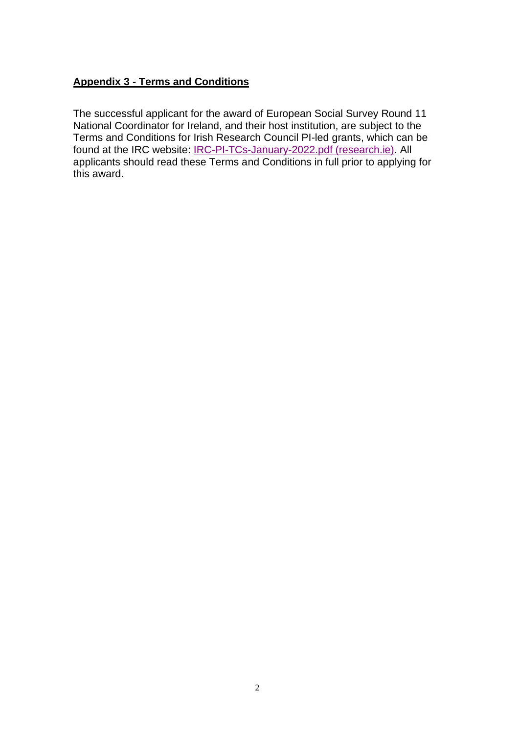## **Appendix 3 - Terms and Conditions**

The successful applicant for the award of European Social Survey Round 11 National Coordinator for Ireland, and their host institution, are subject to the Terms and Conditions for Irish Research Council PI-led grants, which can be found at the IRC website: IRC-PI-TCs-January-2022.pdf (research.ie). All applicants should read these Terms and Conditions in full prior to applying for this award.